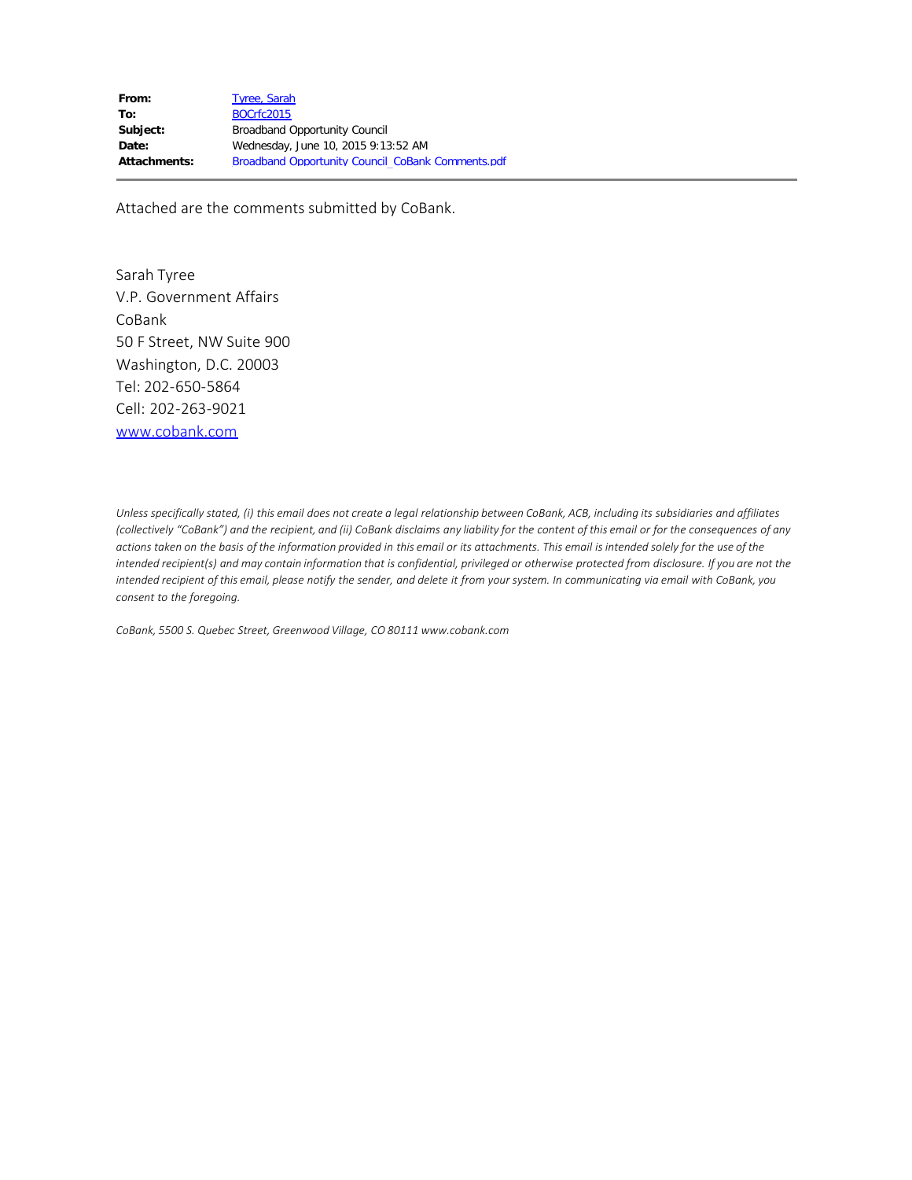| | |
|---|---|
| **From:** | Tyree, Sarah |
| **To:** | BOCrfc2015 |
| **Subject:** | Broadband Opportunity Council |
| **Date:** | Wednesday, June 10, 2015 9:13:52 AM |
| **Attachments:** | Broadband Opportunity Council_CoBank Comments.pdf |

---

Attached are the comments submitted by CoBank.

Sarah Tyree
V.P. Government Affairs
CoBank
50 F Street, NW Suite 900
Washington, D.C. 20003
Tel: 202-650-5864
Cell: 202-263-9021
www.cobank.com

*Unless specifically stated, (i) this email does not create a legal relationship between CoBank, ACB, including its subsidiaries and affiliates (collectively "CoBank") and the recipient, and (ii) CoBank disclaims any liability for the content of this email or for the consequences of any actions taken on the basis of the information provided in this email or its attachments. This email is intended solely for the use of the intended recipient(s) and may contain information that is confidential, privileged or otherwise protected from disclosure. If you are not the intended recipient of this email, please notify the sender, and delete it from your system. In communicating via email with CoBank, you consent to the foregoing.*

*CoBank, 5500 S. Quebec Street, Greenwood Village, CO 80111 www.cobank.com*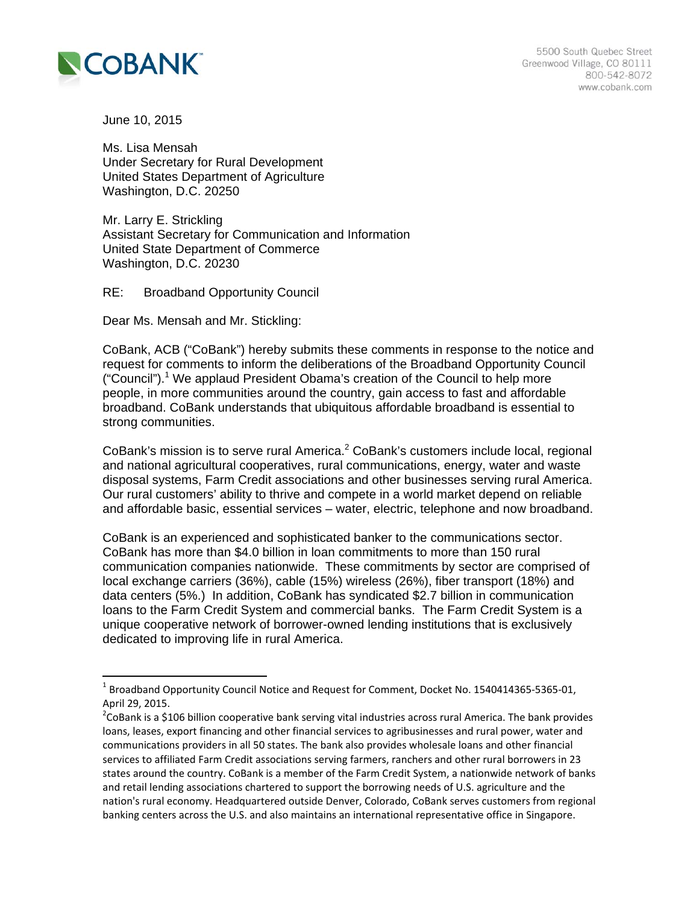CoBank

5500 South Quebec Street
Greenwood Village, CO 80111
800-542-8072
www.cobank.com

June 10, 2015

Ms. Lisa Mensah
Under Secretary for Rural Development
United States Department of Agriculture
Washington, D.C. 20250

Mr. Larry E. Strickling
Assistant Secretary for Communication and Information
United State Department of Commerce
Washington, D.C. 20230

RE: Broadband Opportunity Council

Dear Ms. Mensah and Mr. Stickling:

CoBank, ACB ("CoBank") hereby submits these comments in response to the notice and request for comments to inform the deliberations of the Broadband Opportunity Council ("Council").[1] We applaud President Obama's creation of the Council to help more people, in more communities around the country, gain access to fast and affordable broadband. CoBank understands that ubiquitous affordable broadband is essential to strong communities.

CoBank's mission is to serve rural America.[2] CoBank's customers include local, regional and national agricultural cooperatives, rural communications, energy, water and waste disposal systems, Farm Credit associations and other businesses serving rural America. Our rural customers' ability to thrive and compete in a world market depend on reliable and affordable basic, essential services – water, electric, telephone and now broadband.

CoBank is an experienced and sophisticated banker to the communications sector. CoBank has more than $4.0 billion in loan commitments to more than 150 rural communication companies nationwide. These commitments by sector are comprised of local exchange carriers (36%), cable (15%) wireless (26%), fiber transport (18%) and data centers (5%.) In addition, CoBank has syndicated $2.7 billion in communication loans to the Farm Credit System and commercial banks. The Farm Credit System is a unique cooperative network of borrower-owned lending institutions that is exclusively dedicated to improving life in rural America.

---

[1] Broadband Opportunity Council Notice and Request for Comment, Docket No. 1540414365-5365-01, April 29, 2015.

[2] CoBank is a $106 billion cooperative bank serving vital industries across rural America. The bank provides loans, leases, export financing and other financial services to agribusinesses and rural power, water and communications providers in all 50 states. The bank also provides wholesale loans and other financial services to affiliated Farm Credit associations serving farmers, ranchers and other rural borrowers in 23 states around the country. CoBank is a member of the Farm Credit System, a nationwide network of banks and retail lending associations chartered to support the borrowing needs of U.S. agriculture and the nation's rural economy. Headquartered outside Denver, Colorado, CoBank serves customers from regional banking centers across the U.S. and also maintains an international representative office in Singapore.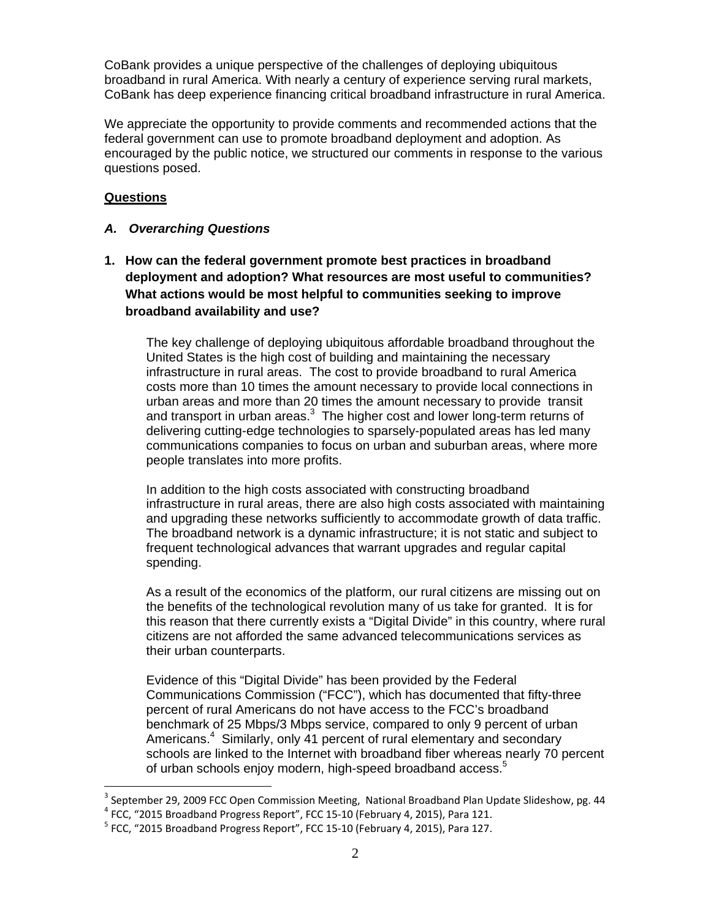CoBank provides a unique perspective of the challenges of deploying ubiquitous broadband in rural America. With nearly a century of experience serving rural markets, CoBank has deep experience financing critical broadband infrastructure in rural America.

We appreciate the opportunity to provide comments and recommended actions that the federal government can use to promote broadband deployment and adoption. As encouraged by the public notice, we structured our comments in response to the various questions posed.

**Questions**

***A. Overarching Questions***

**1. How can the federal government promote best practices in broadband deployment and adoption? What resources are most useful to communities? What actions would be most helpful to communities seeking to improve broadband availability and use?**

The key challenge of deploying ubiquitous affordable broadband throughout the United States is the high cost of building and maintaining the necessary infrastructure in rural areas. The cost to provide broadband to rural America costs more than 10 times the amount necessary to provide local connections in urban areas and more than 20 times the amount necessary to provide transit and transport in urban areas.[3] The higher cost and lower long-term returns of delivering cutting-edge technologies to sparsely-populated areas has led many communications companies to focus on urban and suburban areas, where more people translates into more profits.

In addition to the high costs associated with constructing broadband infrastructure in rural areas, there are also high costs associated with maintaining and upgrading these networks sufficiently to accommodate growth of data traffic. The broadband network is a dynamic infrastructure; it is not static and subject to frequent technological advances that warrant upgrades and regular capital spending.

As a result of the economics of the platform, our rural citizens are missing out on the benefits of the technological revolution many of us take for granted. It is for this reason that there currently exists a "Digital Divide" in this country, where rural citizens are not afforded the same advanced telecommunications services as their urban counterparts.

Evidence of this "Digital Divide" has been provided by the Federal Communications Commission ("FCC"), which has documented that fifty-three percent of rural Americans do not have access to the FCC's broadband benchmark of 25 Mbps/3 Mbps service, compared to only 9 percent of urban Americans.[4] Similarly, only 41 percent of rural elementary and secondary schools are linked to the Internet with broadband fiber whereas nearly 70 percent of urban schools enjoy modern, high-speed broadband access.[5]

---

[3] September 29, 2009 FCC Open Commission Meeting, National Broadband Plan Update Slideshow, pg. 44

[4] FCC, "2015 Broadband Progress Report", FCC 15-10 (February 4, 2015), Para 121.

[5] FCC, "2015 Broadband Progress Report", FCC 15-10 (February 4, 2015), Para 127.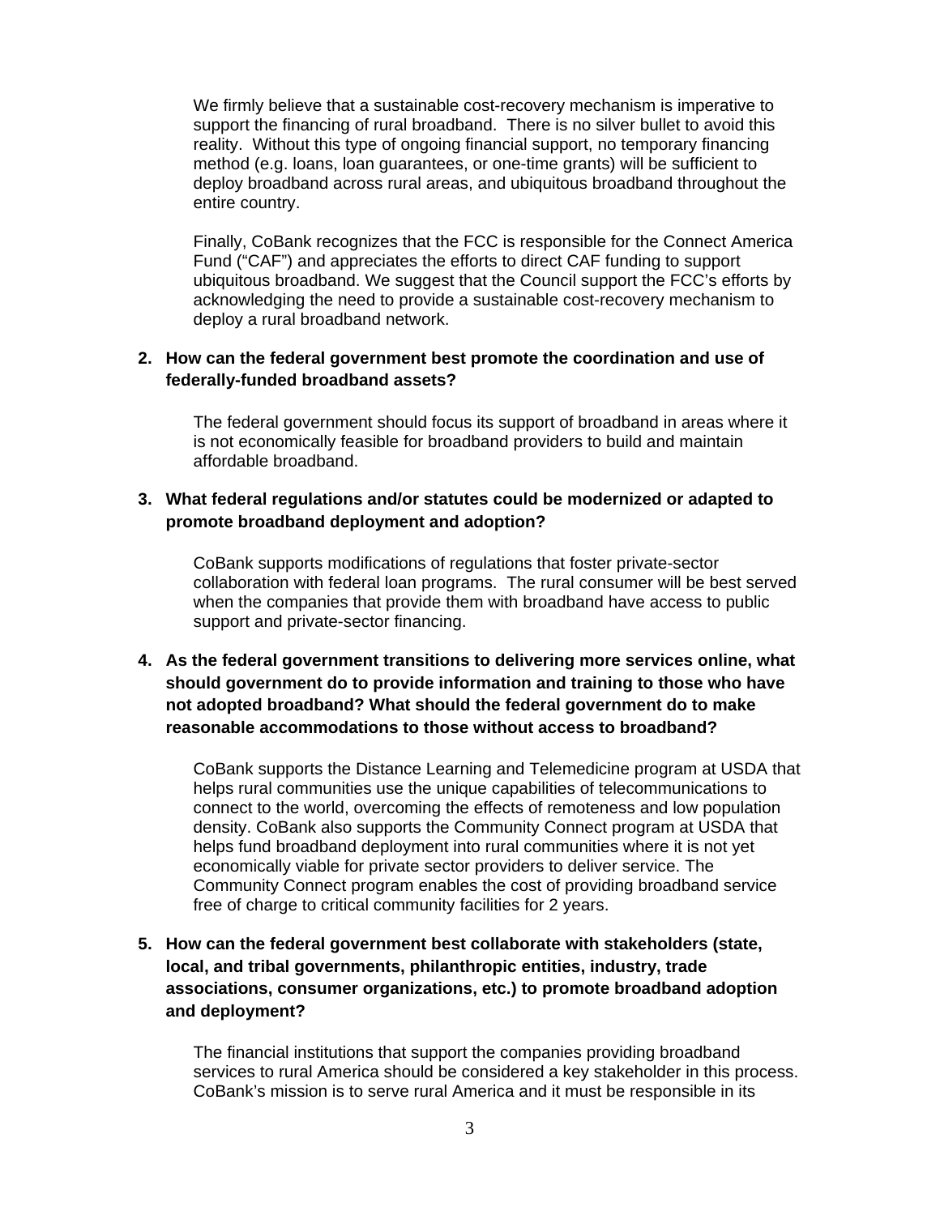We firmly believe that a sustainable cost-recovery mechanism is imperative to support the financing of rural broadband. There is no silver bullet to avoid this reality. Without this type of ongoing financial support, no temporary financing method (e.g. loans, loan guarantees, or one-time grants) will be sufficient to deploy broadband across rural areas, and ubiquitous broadband throughout the entire country.

Finally, CoBank recognizes that the FCC is responsible for the Connect America Fund ("CAF") and appreciates the efforts to direct CAF funding to support ubiquitous broadband. We suggest that the Council support the FCC's efforts by acknowledging the need to provide a sustainable cost-recovery mechanism to deploy a rural broadband network.

**2. How can the federal government best promote the coordination and use of federally-funded broadband assets?**

The federal government should focus its support of broadband in areas where it is not economically feasible for broadband providers to build and maintain affordable broadband.

**3. What federal regulations and/or statutes could be modernized or adapted to promote broadband deployment and adoption?**

CoBank supports modifications of regulations that foster private-sector collaboration with federal loan programs. The rural consumer will be best served when the companies that provide them with broadband have access to public support and private-sector financing.

**4. As the federal government transitions to delivering more services online, what should government do to provide information and training to those who have not adopted broadband? What should the federal government do to make reasonable accommodations to those without access to broadband?**

CoBank supports the Distance Learning and Telemedicine program at USDA that helps rural communities use the unique capabilities of telecommunications to connect to the world, overcoming the effects of remoteness and low population density. CoBank also supports the Community Connect program at USDA that helps fund broadband deployment into rural communities where it is not yet economically viable for private sector providers to deliver service. The Community Connect program enables the cost of providing broadband service free of charge to critical community facilities for 2 years.

**5. How can the federal government best collaborate with stakeholders (state, local, and tribal governments, philanthropic entities, industry, trade associations, consumer organizations, etc.) to promote broadband adoption and deployment?**

The financial institutions that support the companies providing broadband services to rural America should be considered a key stakeholder in this process. CoBank's mission is to serve rural America and it must be responsible in its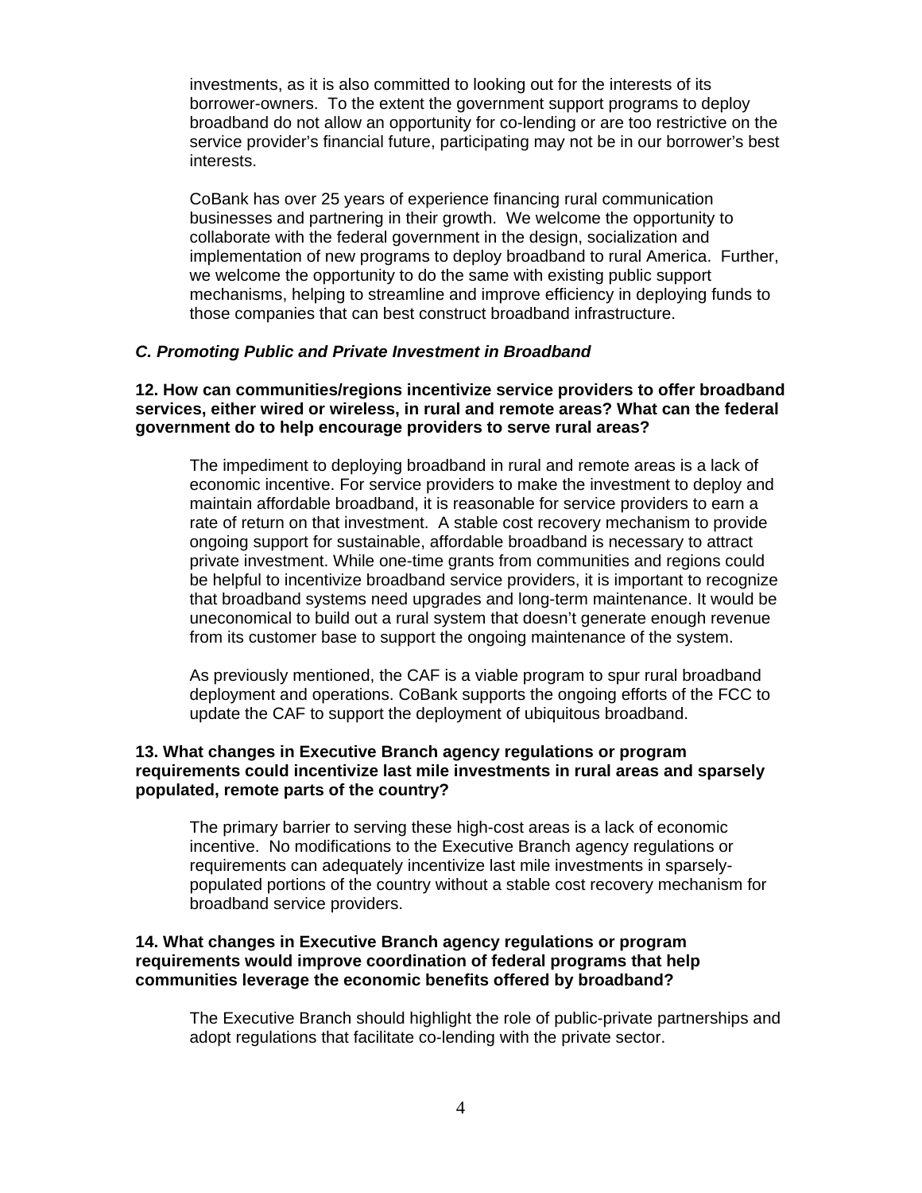investments, as it is also committed to looking out for the interests of its borrower-owners. To the extent the government support programs to deploy broadband do not allow an opportunity for co-lending or are too restrictive on the service provider's financial future, participating may not be in our borrower's best interests.

CoBank has over 25 years of experience financing rural communication businesses and partnering in their growth. We welcome the opportunity to collaborate with the federal government in the design, socialization and implementation of new programs to deploy broadband to rural America. Further, we welcome the opportunity to do the same with existing public support mechanisms, helping to streamline and improve efficiency in deploying funds to those companies that can best construct broadband infrastructure.

### *C. Promoting Public and Private Investment in Broadband*

**12. How can communities/regions incentivize service providers to offer broadband services, either wired or wireless, in rural and remote areas? What can the federal government do to help encourage providers to serve rural areas?**

The impediment to deploying broadband in rural and remote areas is a lack of economic incentive. For service providers to make the investment to deploy and maintain affordable broadband, it is reasonable for service providers to earn a rate of return on that investment. A stable cost recovery mechanism to provide ongoing support for sustainable, affordable broadband is necessary to attract private investment. While one-time grants from communities and regions could be helpful to incentivize broadband service providers, it is important to recognize that broadband systems need upgrades and long-term maintenance. It would be uneconomical to build out a rural system that doesn't generate enough revenue from its customer base to support the ongoing maintenance of the system.

As previously mentioned, the CAF is a viable program to spur rural broadband deployment and operations. CoBank supports the ongoing efforts of the FCC to update the CAF to support the deployment of ubiquitous broadband.

**13. What changes in Executive Branch agency regulations or program requirements could incentivize last mile investments in rural areas and sparsely populated, remote parts of the country?**

The primary barrier to serving these high-cost areas is a lack of economic incentive. No modifications to the Executive Branch agency regulations or requirements can adequately incentivize last mile investments in sparsely-populated portions of the country without a stable cost recovery mechanism for broadband service providers.

**14. What changes in Executive Branch agency regulations or program requirements would improve coordination of federal programs that help communities leverage the economic benefits offered by broadband?**

The Executive Branch should highlight the role of public-private partnerships and adopt regulations that facilitate co-lending with the private sector.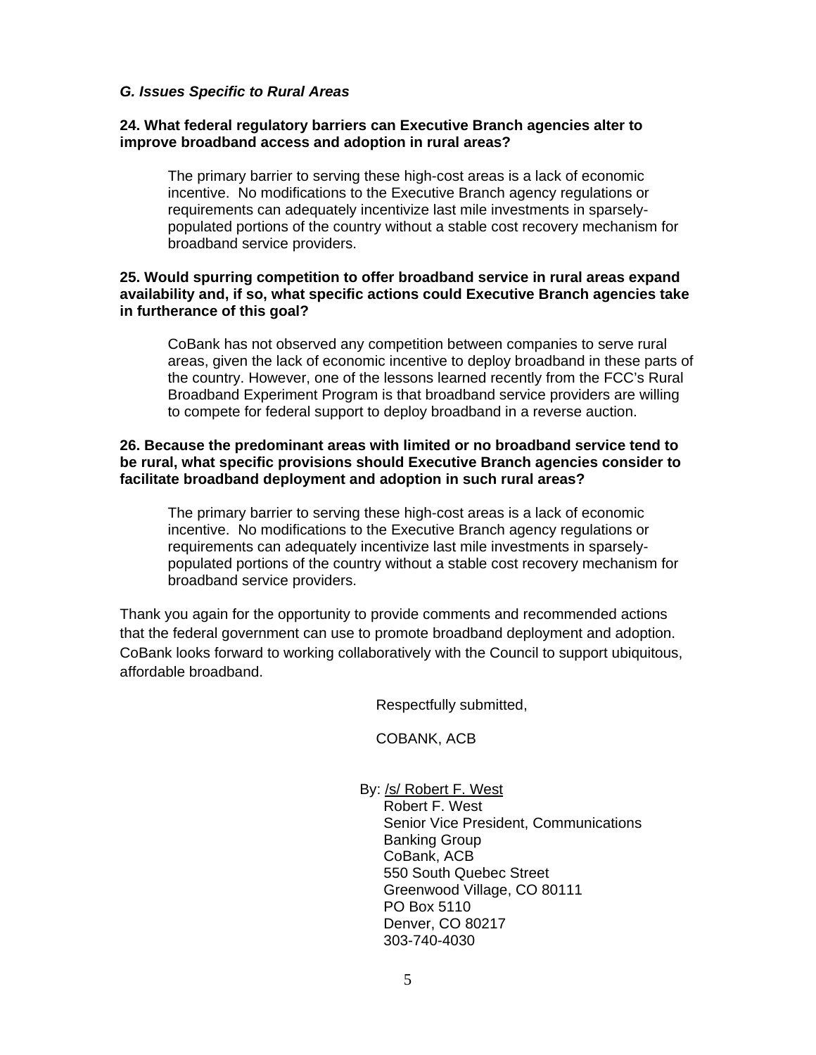### *G. Issues Specific to Rural Areas*

**24. What federal regulatory barriers can Executive Branch agencies alter to improve broadband access and adoption in rural areas?**

The primary barrier to serving these high-cost areas is a lack of economic incentive. No modifications to the Executive Branch agency regulations or requirements can adequately incentivize last mile investments in sparsely-populated portions of the country without a stable cost recovery mechanism for broadband service providers.

**25. Would spurring competition to offer broadband service in rural areas expand availability and, if so, what specific actions could Executive Branch agencies take in furtherance of this goal?**

CoBank has not observed any competition between companies to serve rural areas, given the lack of economic incentive to deploy broadband in these parts of the country. However, one of the lessons learned recently from the FCC's Rural Broadband Experiment Program is that broadband service providers are willing to compete for federal support to deploy broadband in a reverse auction.

**26. Because the predominant areas with limited or no broadband service tend to be rural, what specific provisions should Executive Branch agencies consider to facilitate broadband deployment and adoption in such rural areas?**

The primary barrier to serving these high-cost areas is a lack of economic incentive. No modifications to the Executive Branch agency regulations or requirements can adequately incentivize last mile investments in sparsely-populated portions of the country without a stable cost recovery mechanism for broadband service providers.

Thank you again for the opportunity to provide comments and recommended actions that the federal government can use to promote broadband deployment and adoption. CoBank looks forward to working collaboratively with the Council to support ubiquitous, affordable broadband.

Respectfully submitted,

COBANK, ACB

By: /s/ Robert F. West
Robert F. West
Senior Vice President, Communications Banking Group
CoBank, ACB
550 South Quebec Street
Greenwood Village, CO 80111
PO Box 5110
Denver, CO 80217
303-740-4030